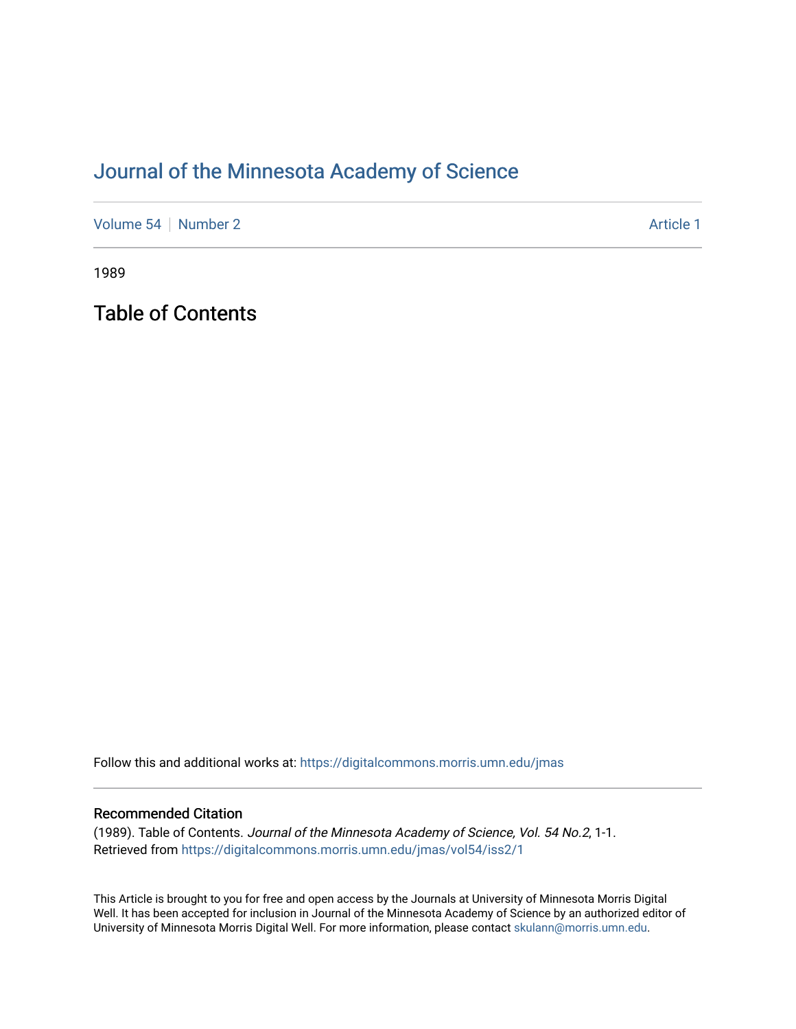# Journal of the Minnesota Academy of Science

Volume 54 | Number 2 — Article 1

1989

## Table of Contents

Follow this and additional works at: https://digitalcommons.morris.umn.edu/jmas

### Recommended Citation

(1989). Table of Contents. *Journal of the Minnesota Academy of Science, Vol. 54 No.2*, 1-1.
Retrieved from https://digitalcommons.morris.umn.edu/jmas/vol54/iss2/1

This Article is brought to you for free and open access by the Journals at University of Minnesota Morris Digital Well. It has been accepted for inclusion in Journal of the Minnesota Academy of Science by an authorized editor of University of Minnesota Morris Digital Well. For more information, please contact skulann@morris.umn.edu.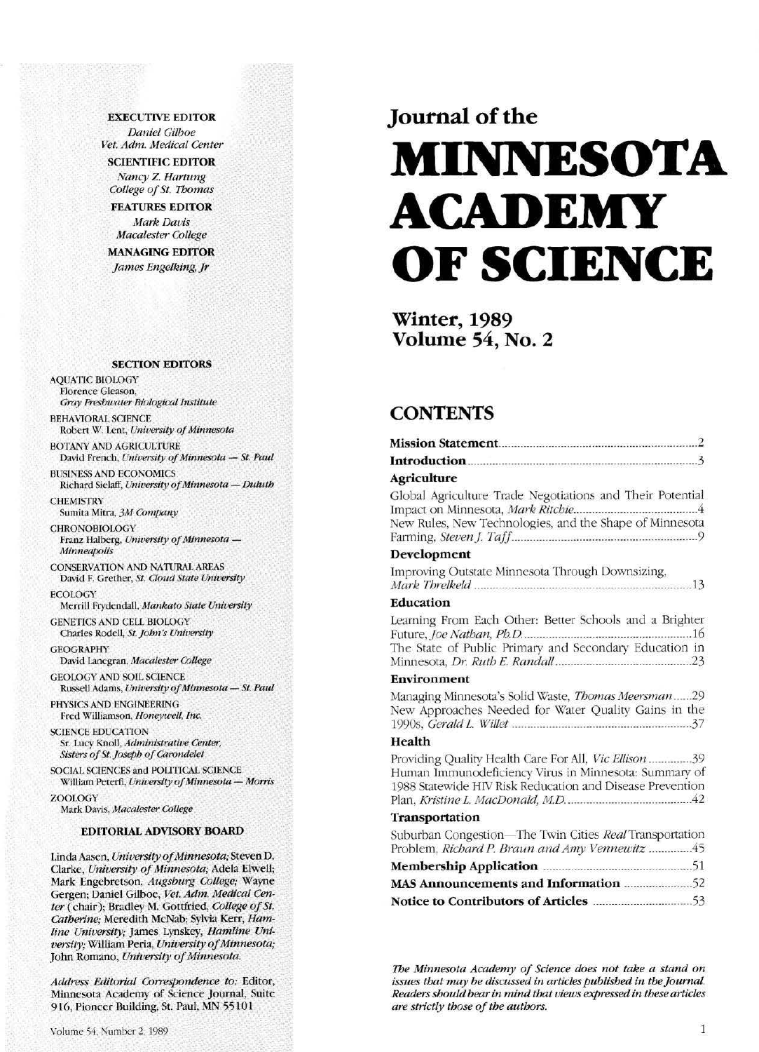**EXECUTIVE EDITOR**
*Daniel Gilboe*
*Vet. Adm. Medical Center*

**SCIENTIFIC EDITOR**
*Nancy Z. Hartung*
*College of St. Thomas*

**FEATURES EDITOR**
*Mark Davis*
*Macalester College*

**MANAGING EDITOR**
*James Engelking, Jr*

**SECTION EDITORS**

AQUATIC BIOLOGY
Florence Gleason, *Gray Freshwater Biological Institute*

BEHAVIORAL SCIENCE
Robert W. Lent, *University of Minnesota*

BOTANY AND AGRICULTURE
David French, *University of Minnesota — St. Paul*

BUSINESS AND ECONOMICS
Richard Sielaff, *University of Minnesota — Duluth*

CHEMISTRY
Sumita Mitra, *3M Company*

CHRONOBIOLOGY
Franz Halberg, *University of Minnesota — Minneapolis*

CONSERVATION AND NATURAL AREAS
David F. Grether, *St. Cloud State University*

ECOLOGY
Merrill Frydendall, *Mankato State University*

GENETICS AND CELL BIOLOGY
Charles Rodell, *St. John's University*

GEOGRAPHY
David Lanegran, *Macalester College*

GEOLOGY AND SOIL SCIENCE
Russell Adams, *University of Minnesota — St. Paul*

PHYSICS AND ENGINEERING
Fred Williamson, *Honeywell, Inc.*

SCIENCE EDUCATION
Sr. Lucy Knoll, *Administrative Center, Sisters of St. Joseph of Carondelet*

SOCIAL SCIENCES and POLITICAL SCIENCE
William Peterfi, *University of Minnesota — Morris*

ZOOLOGY
Mark Davis, *Macalester College*

**EDITORIAL ADVISORY BOARD**

Linda Aasen, *University of Minnesota;* Steven D. Clarke, *University of Minnesota;* Adela Elwell; Mark Engebretson, *Augsburg College;* Wayne Gergen; Daniel Gilboe, *Vet. Adm. Medical Center* (chair); Bradley M. Gottfried, *College of St. Catherine;* Meredith McNab; Sylvia Kerr, *Hamline University;* James Lynskey, *Hamline University;* William Peria, *University of Minnesota;* John Romano, *University of Minnesota.*

*Address Editorial Correspondence to:* Editor, Minnesota Academy of Science Journal, Suite 916, Pioneer Building, St. Paul, MN 55101

# Journal of the MINNESOTA ACADEMY OF SCIENCE

## Winter, 1989
## Volume 54, No. 2

## CONTENTS

**Mission Statement** ..... 2

**Introduction** ..... 3

**Agriculture**

Global Agriculture Trade Negotiations and Their Potential Impact on Minnesota, *Mark Ritchie* ..... 4

New Rules, New Technologies, and the Shape of Minnesota Farming, *Steven J. Taff* ..... 9

**Development**

Improving Outstate Minnesota Through Downsizing, *Mark Threlkeld* ..... 13

**Education**

Learning From Each Other: Better Schools and a Brighter Future, *Joe Nathan, Ph.D.* ..... 16

The State of Public Primary and Secondary Education in Minnesota, *Dr. Ruth E. Randall* ..... 23

**Environment**

Managing Minnesota's Solid Waste, *Thomas Meersman* ..... 29

New Approaches Needed for Water Quality Gains in the 1990s, *Gerald L. Willet* ..... 37

**Health**

Providing Quality Health Care For All, *Vic Ellison* ..... 39

Human Immunodeficiency Virus in Minnesota: Summary of 1988 Statewide HIV Risk Reduction and Disease Prevention Plan, *Kristine L. MacDonald, M.D.* ..... 42

**Transportation**

Suburban Congestion—The Twin Cities *Real* Transportation Problem, *Richard P. Braun and Amy Vennewitz* ..... 45

**Membership Application** ..... 51

**MAS Announcements and Information** ..... 52

**Notice to Contributors of Articles** ..... 53

*The Minnesota Academy of Science does not take a stand on issues that may be discussed in articles published in the Journal. Readers should bear in mind that views expressed in these articles are strictly those of the authors.*